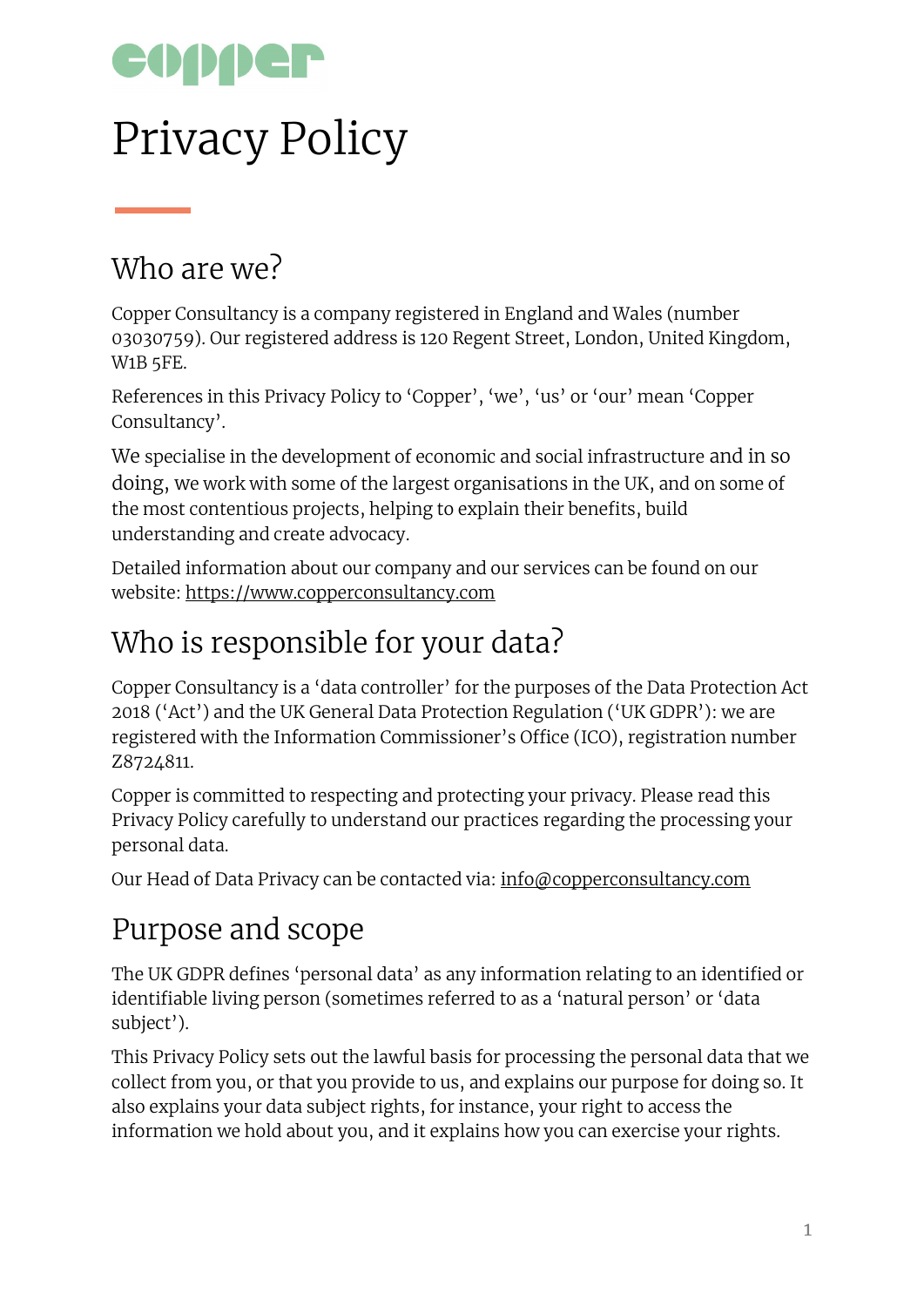copper

# Privacy Policy

## Who are we?

Copper Consultancy is a company registered in England and Wales (number 03030759). Our registered address is 120 Regent Street, London, United Kingdom, W1B 5FE.

References in this Privacy Policy to 'Copper', 'we', 'us' or 'our' mean 'Copper Consultancy'.

We specialise in the development of economic and social infrastructure and in so doing, we work with some of the largest organisations in the UK, and on some of the most contentious projects, helping to explain their benefits, build understanding and create advocacy.

Detailed information about our company and our services can be found on our website: https://www.copperconsultancy.com

## Who is responsible for your data?

Copper Consultancy is a 'data controller' for the purposes of the Data Protection Act 2018 ('Act') and the UK General Data Protection Regulation ('UK GDPR'): we are registered with the Information Commissioner's Office (ICO), registration number Z8724811.

Copper is committed to respecting and protecting your privacy. Please read this Privacy Policy carefully to understand our practices regarding the processing your personal data.

Our Head of Data Privacy can be contacted via: info@copperconsultancy.com

## Purpose and scope

The UK GDPR defines 'personal data' as any information relating to an identified or identifiable living person (sometimes referred to as a 'natural person' or 'data subject').

This Privacy Policy sets out the lawful basis for processing the personal data that we collect from you, or that you provide to us, and explains our purpose for doing so. It also explains your data subject rights, for instance, your right to access the information we hold about you, and it explains how you can exercise your rights.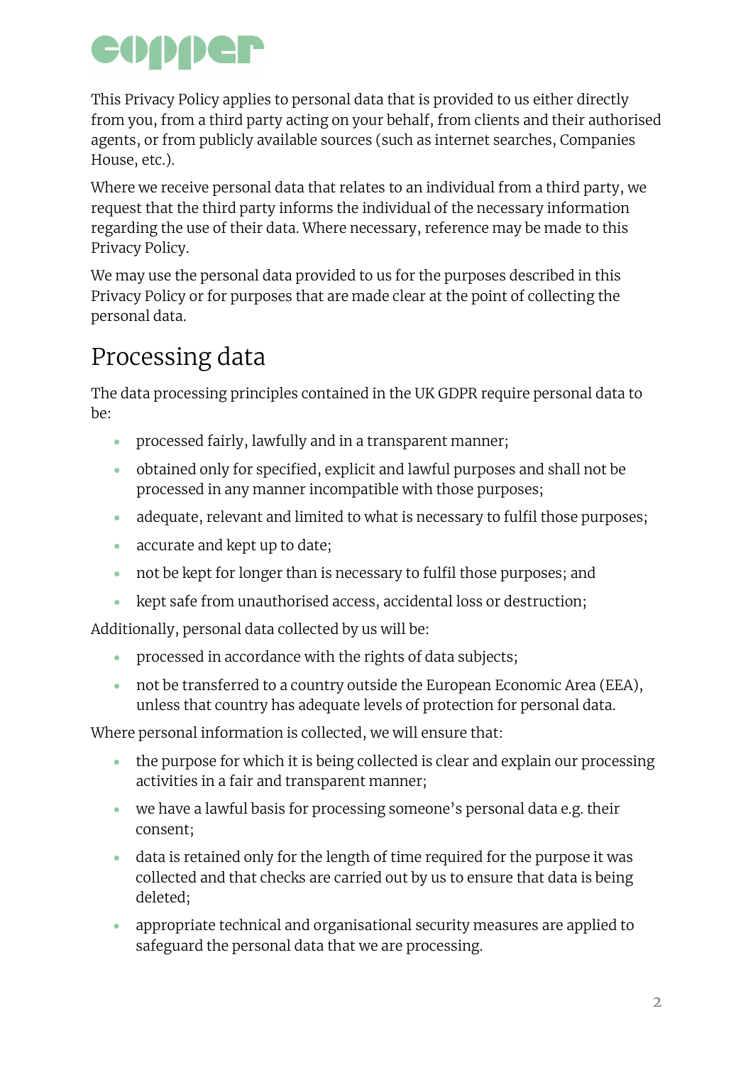This Privacy Policy applies to personal data that is provided to us either directly from you, from a third party acting on your behalf, from clients and their authorised agents, or from publicly available sources (such as internet searches, Companies House, etc.).

Where we receive personal data that relates to an individual from a third party, we request that the third party informs the individual of the necessary information regarding the use of their data. Where necessary, reference may be made to this Privacy Policy.

We may use the personal data provided to us for the purposes described in this Privacy Policy or for purposes that are made clear at the point of collecting the personal data.

# Processing data

The data processing principles contained in the UK GDPR require personal data to be:

- processed fairly, lawfully and in a transparent manner;
- obtained only for specified, explicit and lawful purposes and shall not be processed in any manner incompatible with those purposes;
- adequate, relevant and limited to what is necessary to fulfil those purposes;
- accurate and kept up to date;
- not be kept for longer than is necessary to fulfil those purposes; and
- kept safe from unauthorised access, accidental loss or destruction;

Additionally, personal data collected by us will be:

- processed in accordance with the rights of data subjects;
- not be transferred to a country outside the European Economic Area (EEA), unless that country has adequate levels of protection for personal data.

Where personal information is collected, we will ensure that:

- the purpose for which it is being collected is clear and explain our processing activities in a fair and transparent manner;
- we have a lawful basis for processing someone's personal data e.g. their consent;
- data is retained only for the length of time required for the purpose it was collected and that checks are carried out by us to ensure that data is being deleted;
- appropriate technical and organisational security measures are applied to safeguard the personal data that we are processing.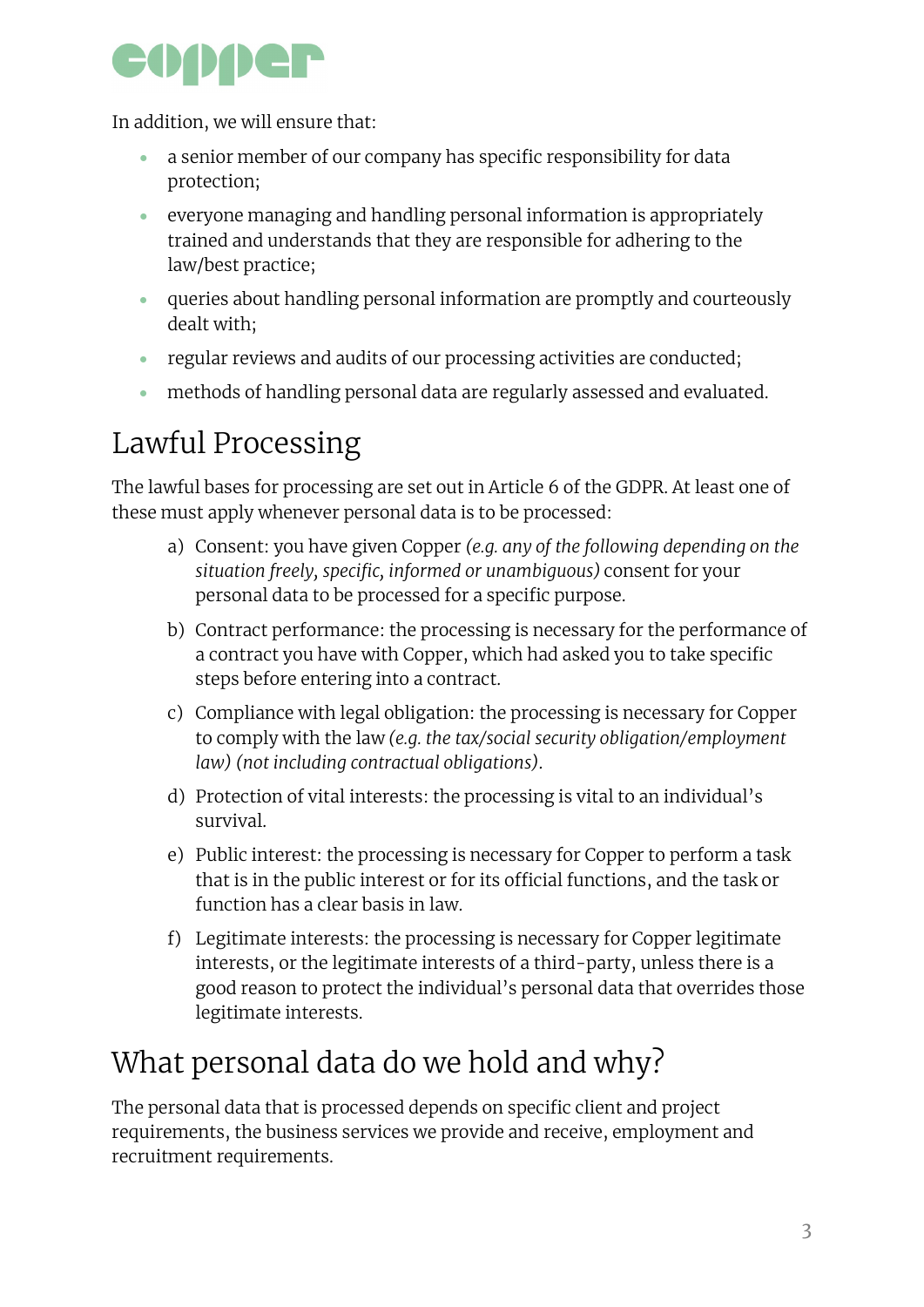In addition, we will ensure that:

- a senior member of our company has specific responsibility for data protection;
- everyone managing and handling personal information is appropriately trained and understands that they are responsible for adhering to the law/best practice;
- queries about handling personal information are promptly and courteously dealt with;
- regular reviews and audits of our processing activities are conducted;
- methods of handling personal data are regularly assessed and evaluated.

# Lawful Processing

The lawful bases for processing are set out in Article 6 of the GDPR. At least one of these must apply whenever personal data is to be processed:

a) Consent: you have given Copper *(e.g. any of the following depending on the situation freely, specific, informed or unambiguous)* consent for your personal data to be processed for a specific purpose.

b) Contract performance: the processing is necessary for the performance of a contract you have with Copper, which had asked you to take specific steps before entering into a contract.

c) Compliance with legal obligation: the processing is necessary for Copper to comply with the law *(e.g. the tax/social security obligation/employment law) (not including contractual obligations)*.

d) Protection of vital interests: the processing is vital to an individual's survival.

e) Public interest: the processing is necessary for Copper to perform a task that is in the public interest or for its official functions, and the task or function has a clear basis in law.

f) Legitimate interests: the processing is necessary for Copper legitimate interests, or the legitimate interests of a third-party, unless there is a good reason to protect the individual's personal data that overrides those legitimate interests.

# What personal data do we hold and why?

The personal data that is processed depends on specific client and project requirements, the business services we provide and receive, employment and recruitment requirements.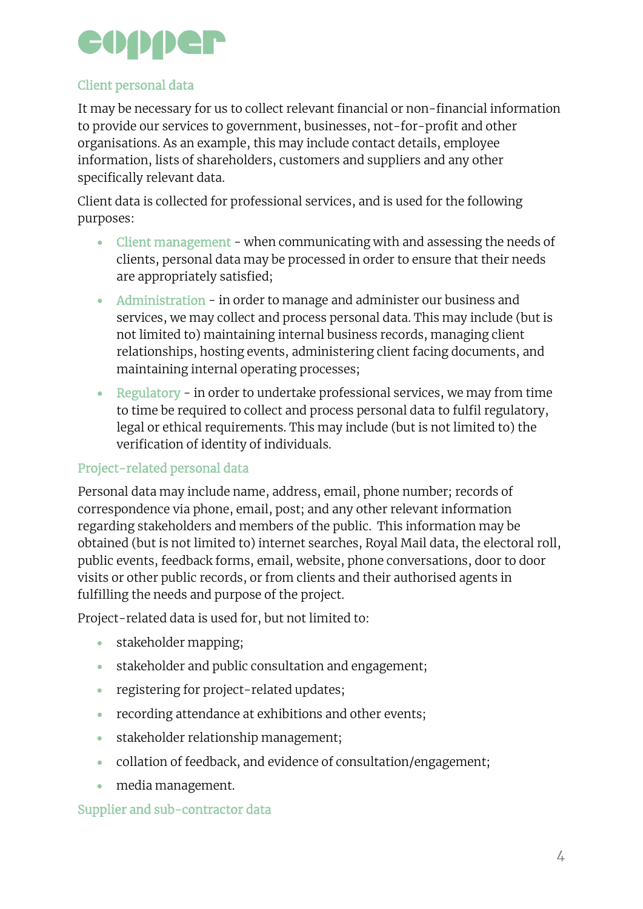## Client personal data

It may be necessary for us to collect relevant financial or non-financial information to provide our services to government, businesses, not-for-profit and other organisations. As an example, this may include contact details, employee information, lists of shareholders, customers and suppliers and any other specifically relevant data.

Client data is collected for professional services, and is used for the following purposes:

- Client management - when communicating with and assessing the needs of clients, personal data may be processed in order to ensure that their needs are appropriately satisfied;
- Administration - in order to manage and administer our business and services, we may collect and process personal data. This may include (but is not limited to) maintaining internal business records, managing client relationships, hosting events, administering client facing documents, and maintaining internal operating processes;
- Regulatory - in order to undertake professional services, we may from time to time be required to collect and process personal data to fulfil regulatory, legal or ethical requirements. This may include (but is not limited to) the verification of identity of individuals.

## Project-related personal data

Personal data may include name, address, email, phone number; records of correspondence via phone, email, post; and any other relevant information regarding stakeholders and members of the public. This information may be obtained (but is not limited to) internet searches, Royal Mail data, the electoral roll, public events, feedback forms, email, website, phone conversations, door to door visits or other public records, or from clients and their authorised agents in fulfilling the needs and purpose of the project.

Project-related data is used for, but not limited to:

- stakeholder mapping;
- stakeholder and public consultation and engagement;
- registering for project-related updates;
- recording attendance at exhibitions and other events;
- stakeholder relationship management;
- collation of feedback, and evidence of consultation/engagement;
- media management.

## Supplier and sub-contractor data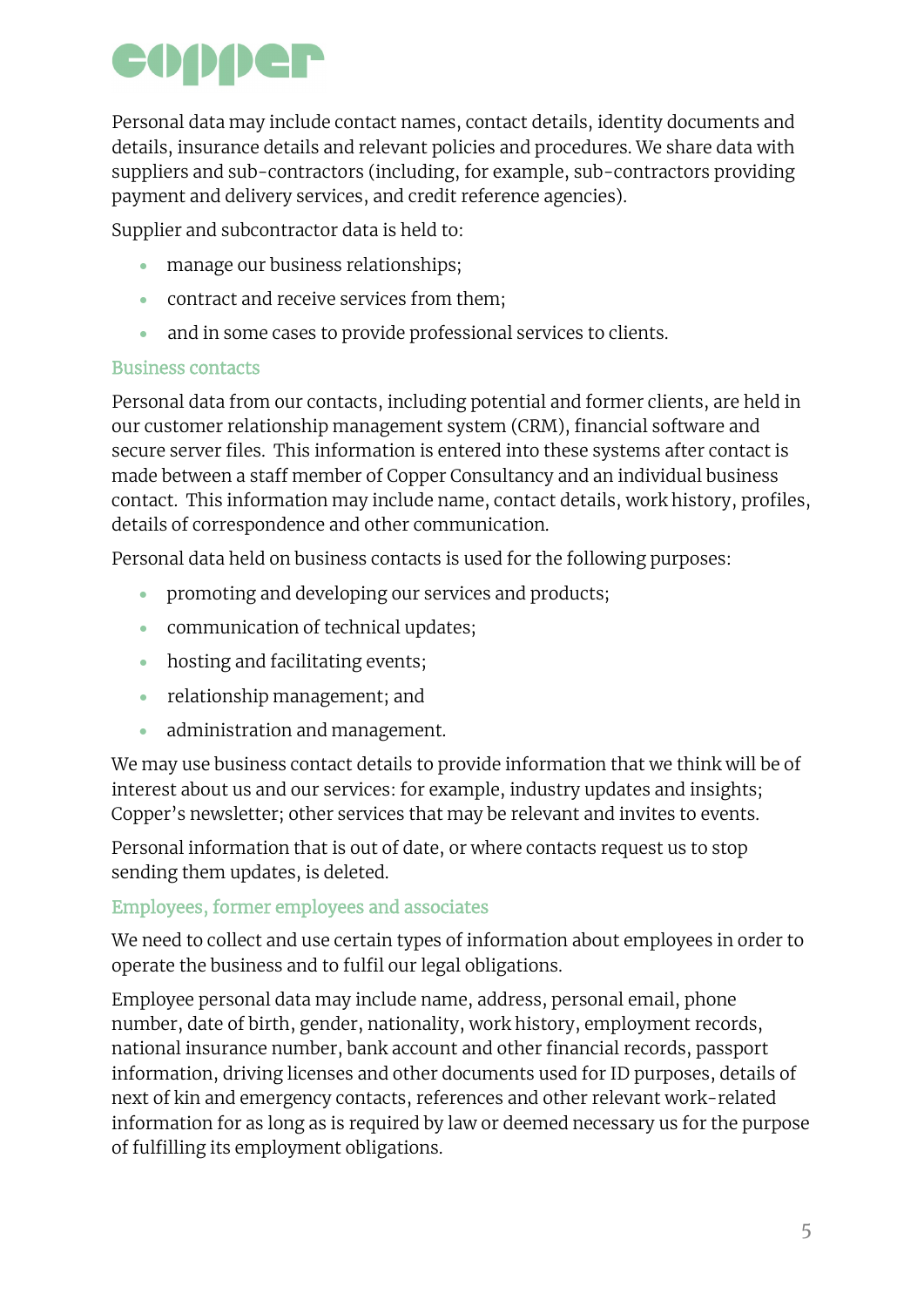Personal data may include contact names, contact details, identity documents and details, insurance details and relevant policies and procedures. We share data with suppliers and sub-contractors (including, for example, sub-contractors providing payment and delivery services, and credit reference agencies).

Supplier and subcontractor data is held to:

- manage our business relationships;
- contract and receive services from them;
- and in some cases to provide professional services to clients.

### Business contacts

Personal data from our contacts, including potential and former clients, are held in our customer relationship management system (CRM), financial software and secure server files. This information is entered into these systems after contact is made between a staff member of Copper Consultancy and an individual business contact. This information may include name, contact details, work history, profiles, details of correspondence and other communication.

Personal data held on business contacts is used for the following purposes:

- promoting and developing our services and products;
- communication of technical updates;
- hosting and facilitating events;
- relationship management; and
- administration and management.

We may use business contact details to provide information that we think will be of interest about us and our services: for example, industry updates and insights; Copper's newsletter; other services that may be relevant and invites to events.

Personal information that is out of date, or where contacts request us to stop sending them updates, is deleted.

### Employees, former employees and associates

We need to collect and use certain types of information about employees in order to operate the business and to fulfil our legal obligations.

Employee personal data may include name, address, personal email, phone number, date of birth, gender, nationality, work history, employment records, national insurance number, bank account and other financial records, passport information, driving licenses and other documents used for ID purposes, details of next of kin and emergency contacts, references and other relevant work-related information for as long as is required by law or deemed necessary us for the purpose of fulfilling its employment obligations.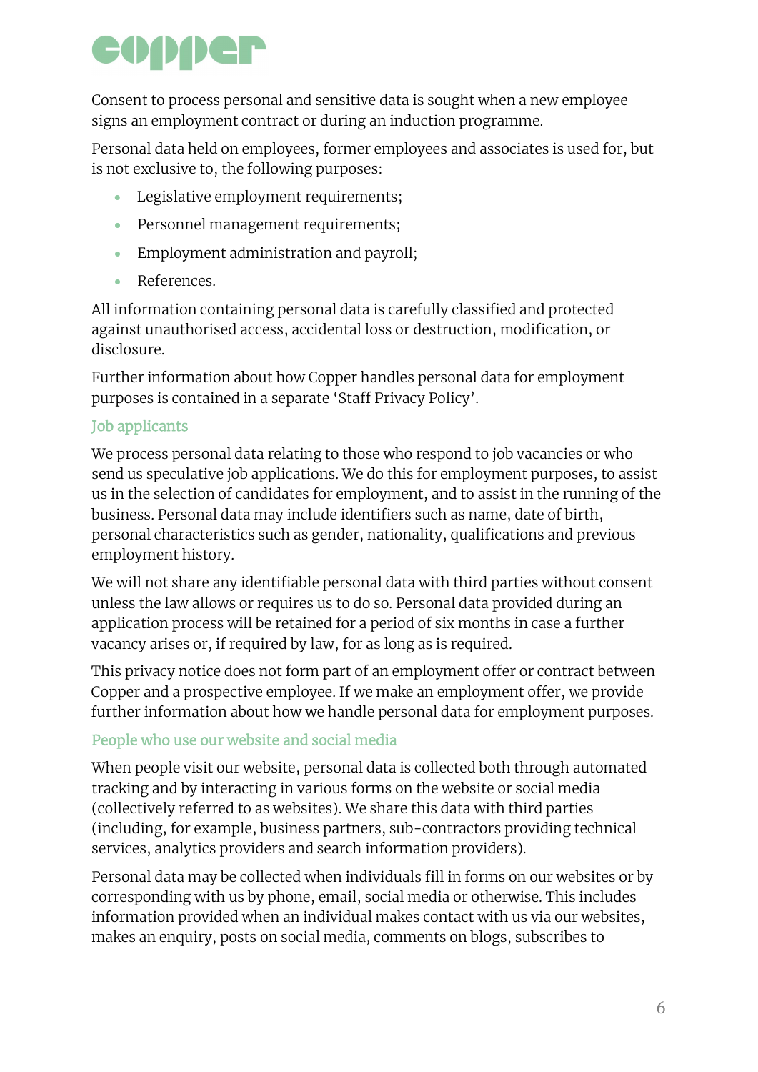Consent to process personal and sensitive data is sought when a new employee signs an employment contract or during an induction programme.

Personal data held on employees, former employees and associates is used for, but is not exclusive to, the following purposes:

- Legislative employment requirements;
- Personnel management requirements;
- Employment administration and payroll;
- References.

All information containing personal data is carefully classified and protected against unauthorised access, accidental loss or destruction, modification, or disclosure.

Further information about how Copper handles personal data for employment purposes is contained in a separate 'Staff Privacy Policy'.

### Job applicants

We process personal data relating to those who respond to job vacancies or who send us speculative job applications. We do this for employment purposes, to assist us in the selection of candidates for employment, and to assist in the running of the business. Personal data may include identifiers such as name, date of birth, personal characteristics such as gender, nationality, qualifications and previous employment history.

We will not share any identifiable personal data with third parties without consent unless the law allows or requires us to do so. Personal data provided during an application process will be retained for a period of six months in case a further vacancy arises or, if required by law, for as long as is required.

This privacy notice does not form part of an employment offer or contract between Copper and a prospective employee. If we make an employment offer, we provide further information about how we handle personal data for employment purposes.

### People who use our website and social media

When people visit our website, personal data is collected both through automated tracking and by interacting in various forms on the website or social media (collectively referred to as websites). We share this data with third parties (including, for example, business partners, sub-contractors providing technical services, analytics providers and search information providers).

Personal data may be collected when individuals fill in forms on our websites or by corresponding with us by phone, email, social media or otherwise. This includes information provided when an individual makes contact with us via our websites, makes an enquiry, posts on social media, comments on blogs, subscribes to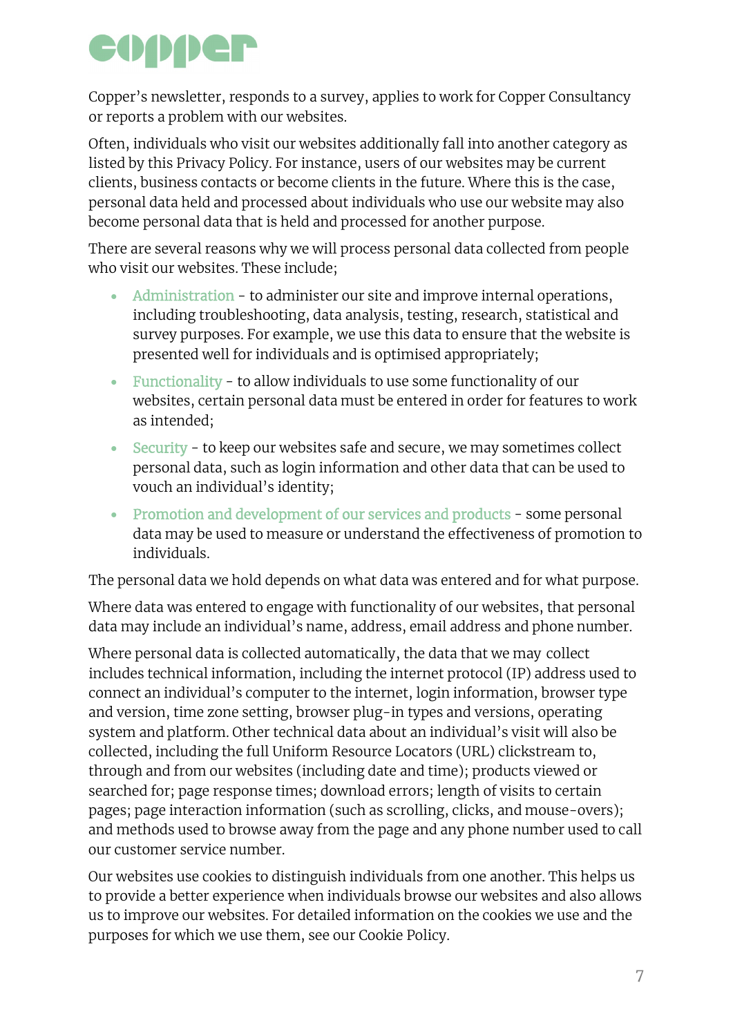Copper's newsletter, responds to a survey, applies to work for Copper Consultancy or reports a problem with our websites.

Often, individuals who visit our websites additionally fall into another category as listed by this Privacy Policy. For instance, users of our websites may be current clients, business contacts or become clients in the future. Where this is the case, personal data held and processed about individuals who use our website may also become personal data that is held and processed for another purpose.

There are several reasons why we will process personal data collected from people who visit our websites. These include;

- Administration - to administer our site and improve internal operations, including troubleshooting, data analysis, testing, research, statistical and survey purposes. For example, we use this data to ensure that the website is presented well for individuals and is optimised appropriately;
- Functionality - to allow individuals to use some functionality of our websites, certain personal data must be entered in order for features to work as intended;
- Security - to keep our websites safe and secure, we may sometimes collect personal data, such as login information and other data that can be used to vouch an individual's identity;
- Promotion and development of our services and products - some personal data may be used to measure or understand the effectiveness of promotion to individuals.

The personal data we hold depends on what data was entered and for what purpose.

Where data was entered to engage with functionality of our websites, that personal data may include an individual's name, address, email address and phone number.

Where personal data is collected automatically, the data that we may collect includes technical information, including the internet protocol (IP) address used to connect an individual's computer to the internet, login information, browser type and version, time zone setting, browser plug-in types and versions, operating system and platform. Other technical data about an individual's visit will also be collected, including the full Uniform Resource Locators (URL) clickstream to, through and from our websites (including date and time); products viewed or searched for; page response times; download errors; length of visits to certain pages; page interaction information (such as scrolling, clicks, and mouse-overs); and methods used to browse away from the page and any phone number used to call our customer service number.

Our websites use cookies to distinguish individuals from one another. This helps us to provide a better experience when individuals browse our websites and also allows us to improve our websites. For detailed information on the cookies we use and the purposes for which we use them, see our Cookie Policy.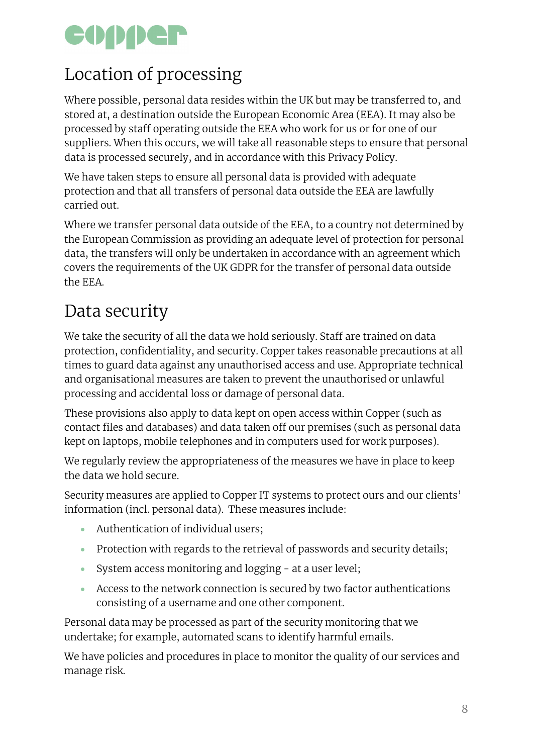## Location of processing

Where possible, personal data resides within the UK but may be transferred to, and stored at, a destination outside the European Economic Area (EEA). It may also be processed by staff operating outside the EEA who work for us or for one of our suppliers. When this occurs, we will take all reasonable steps to ensure that personal data is processed securely, and in accordance with this Privacy Policy.

We have taken steps to ensure all personal data is provided with adequate protection and that all transfers of personal data outside the EEA are lawfully carried out.

Where we transfer personal data outside of the EEA, to a country not determined by the European Commission as providing an adequate level of protection for personal data, the transfers will only be undertaken in accordance with an agreement which covers the requirements of the UK GDPR for the transfer of personal data outside the EEA.

## Data security

We take the security of all the data we hold seriously. Staff are trained on data protection, confidentiality, and security. Copper takes reasonable precautions at all times to guard data against any unauthorised access and use. Appropriate technical and organisational measures are taken to prevent the unauthorised or unlawful processing and accidental loss or damage of personal data.

These provisions also apply to data kept on open access within Copper (such as contact files and databases) and data taken off our premises (such as personal data kept on laptops, mobile telephones and in computers used for work purposes).

We regularly review the appropriateness of the measures we have in place to keep the data we hold secure.

Security measures are applied to Copper IT systems to protect ours and our clients' information (incl. personal data). These measures include:

- Authentication of individual users;
- Protection with regards to the retrieval of passwords and security details;
- System access monitoring and logging - at a user level;
- Access to the network connection is secured by two factor authentications consisting of a username and one other component.

Personal data may be processed as part of the security monitoring that we undertake; for example, automated scans to identify harmful emails.

We have policies and procedures in place to monitor the quality of our services and manage risk.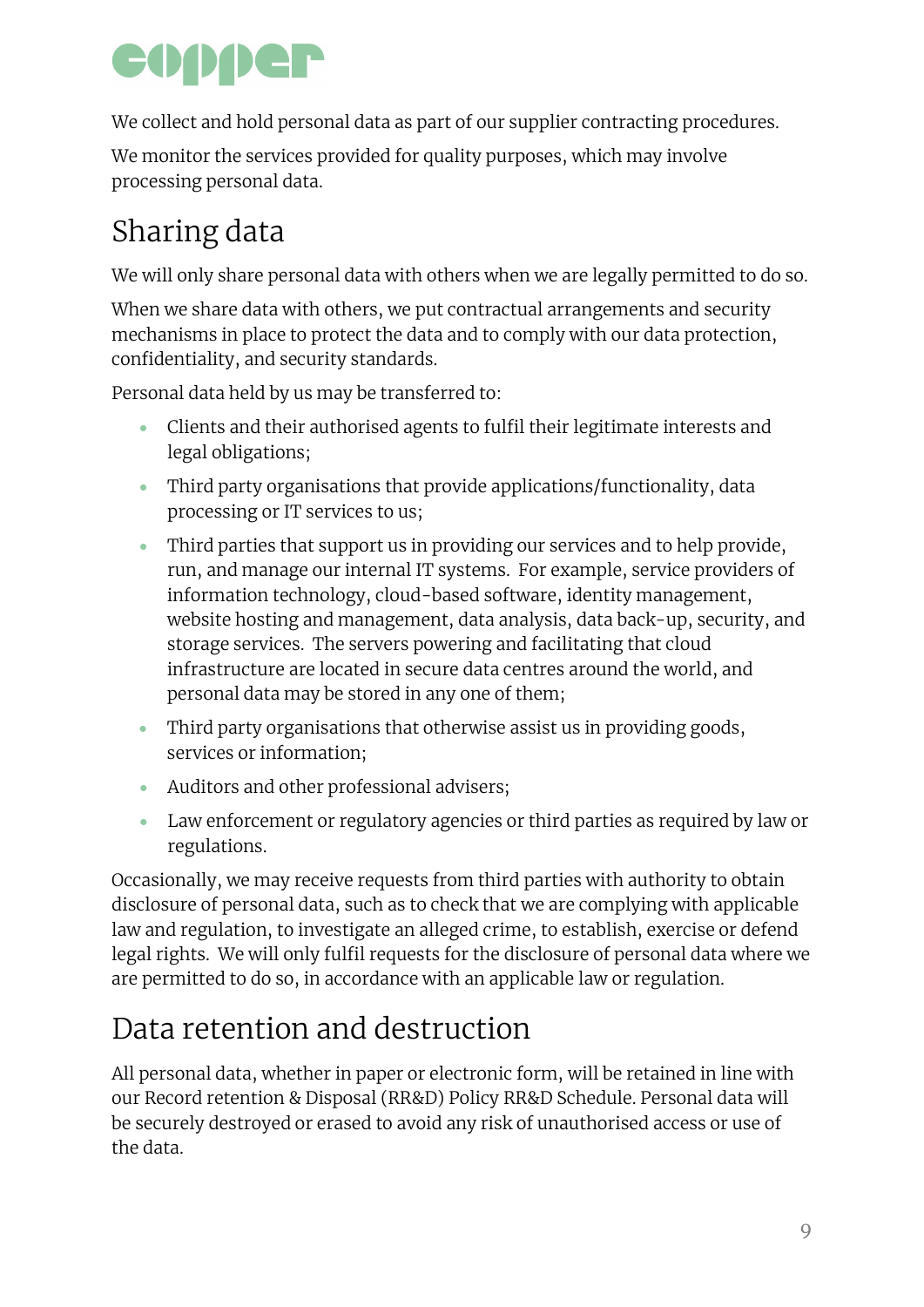We collect and hold personal data as part of our supplier contracting procedures.

We monitor the services provided for quality purposes, which may involve processing personal data.

## Sharing data

We will only share personal data with others when we are legally permitted to do so.

When we share data with others, we put contractual arrangements and security mechanisms in place to protect the data and to comply with our data protection, confidentiality, and security standards.

Personal data held by us may be transferred to:

- Clients and their authorised agents to fulfil their legitimate interests and legal obligations;
- Third party organisations that provide applications/functionality, data processing or IT services to us;
- Third parties that support us in providing our services and to help provide, run, and manage our internal IT systems. For example, service providers of information technology, cloud-based software, identity management, website hosting and management, data analysis, data back-up, security, and storage services. The servers powering and facilitating that cloud infrastructure are located in secure data centres around the world, and personal data may be stored in any one of them;
- Third party organisations that otherwise assist us in providing goods, services or information;
- Auditors and other professional advisers;
- Law enforcement or regulatory agencies or third parties as required by law or regulations.

Occasionally, we may receive requests from third parties with authority to obtain disclosure of personal data, such as to check that we are complying with applicable law and regulation, to investigate an alleged crime, to establish, exercise or defend legal rights. We will only fulfil requests for the disclosure of personal data where we are permitted to do so, in accordance with an applicable law or regulation.

## Data retention and destruction

All personal data, whether in paper or electronic form, will be retained in line with our Record retention & Disposal (RR&D) Policy RR&D Schedule. Personal data will be securely destroyed or erased to avoid any risk of unauthorised access or use of the data.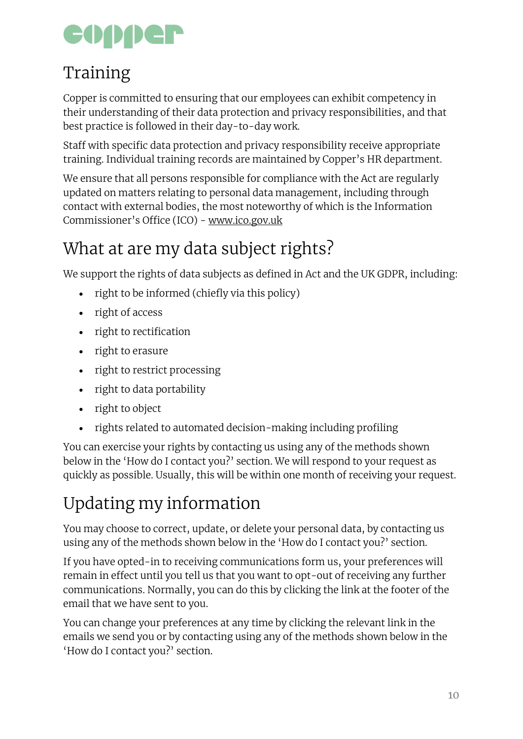## Training

Copper is committed to ensuring that our employees can exhibit competency in their understanding of their data protection and privacy responsibilities, and that best practice is followed in their day-to-day work.

Staff with specific data protection and privacy responsibility receive appropriate training. Individual training records are maintained by Copper's HR department.

We ensure that all persons responsible for compliance with the Act are regularly updated on matters relating to personal data management, including through contact with external bodies, the most noteworthy of which is the Information Commissioner's Office (ICO) - www.ico.gov.uk

## What at are my data subject rights?

We support the rights of data subjects as defined in Act and the UK GDPR, including:

- right to be informed (chiefly via this policy)
- right of access
- right to rectification
- right to erasure
- right to restrict processing
- right to data portability
- right to object
- rights related to automated decision-making including profiling

You can exercise your rights by contacting us using any of the methods shown below in the 'How do I contact you?' section. We will respond to your request as quickly as possible. Usually, this will be within one month of receiving your request.

## Updating my information

You may choose to correct, update, or delete your personal data, by contacting us using any of the methods shown below in the 'How do I contact you?' section.

If you have opted-in to receiving communications form us, your preferences will remain in effect until you tell us that you want to opt-out of receiving any further communications. Normally, you can do this by clicking the link at the footer of the email that we have sent to you.

You can change your preferences at any time by clicking the relevant link in the emails we send you or by contacting using any of the methods shown below in the 'How do I contact you?' section.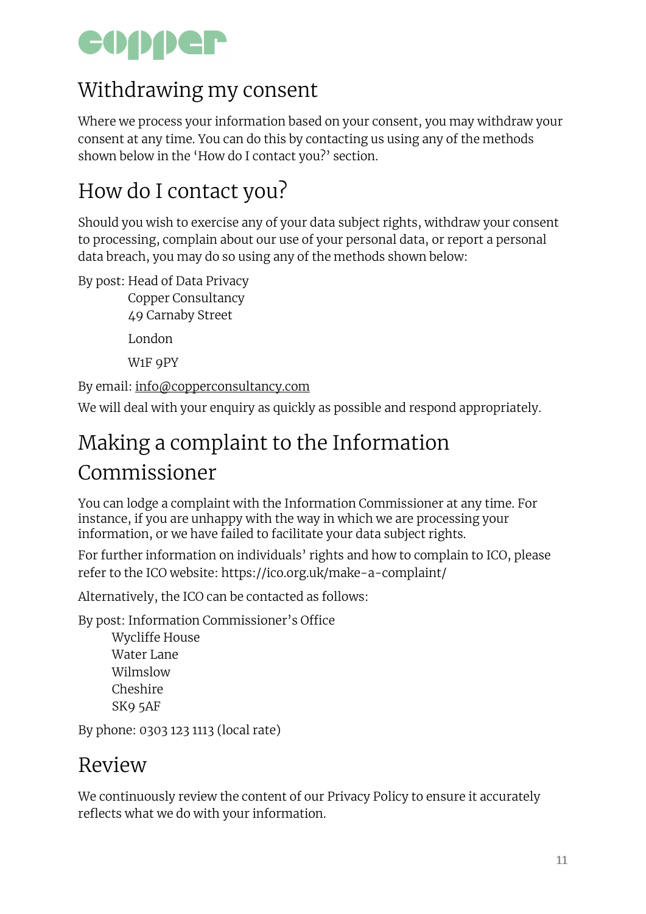# Withdrawing my consent

Where we process your information based on your consent, you may withdraw your consent at any time. You can do this by contacting us using any of the methods shown below in the 'How do I contact you?' section.

# How do I contact you?

Should you wish to exercise any of your data subject rights, withdraw your consent to processing, complain about our use of your personal data, or report a personal data breach, you may do so using any of the methods shown below:

By post: Head of Data Privacy
Copper Consultancy
49 Carnaby Street
London
W1F 9PY

By email: info@copperconsultancy.com

We will deal with your enquiry as quickly as possible and respond appropriately.

# Making a complaint to the Information Commissioner

You can lodge a complaint with the Information Commissioner at any time. For instance, if you are unhappy with the way in which we are processing your information, or we have failed to facilitate your data subject rights.

For further information on individuals' rights and how to complain to ICO, please refer to the ICO website: https://ico.org.uk/make-a-complaint/

Alternatively, the ICO can be contacted as follows:

By post: Information Commissioner's Office
Wycliffe House
Water Lane
Wilmslow
Cheshire
SK9 5AF

By phone: 0303 123 1113 (local rate)

# Review

We continuously review the content of our Privacy Policy to ensure it accurately reflects what we do with your information.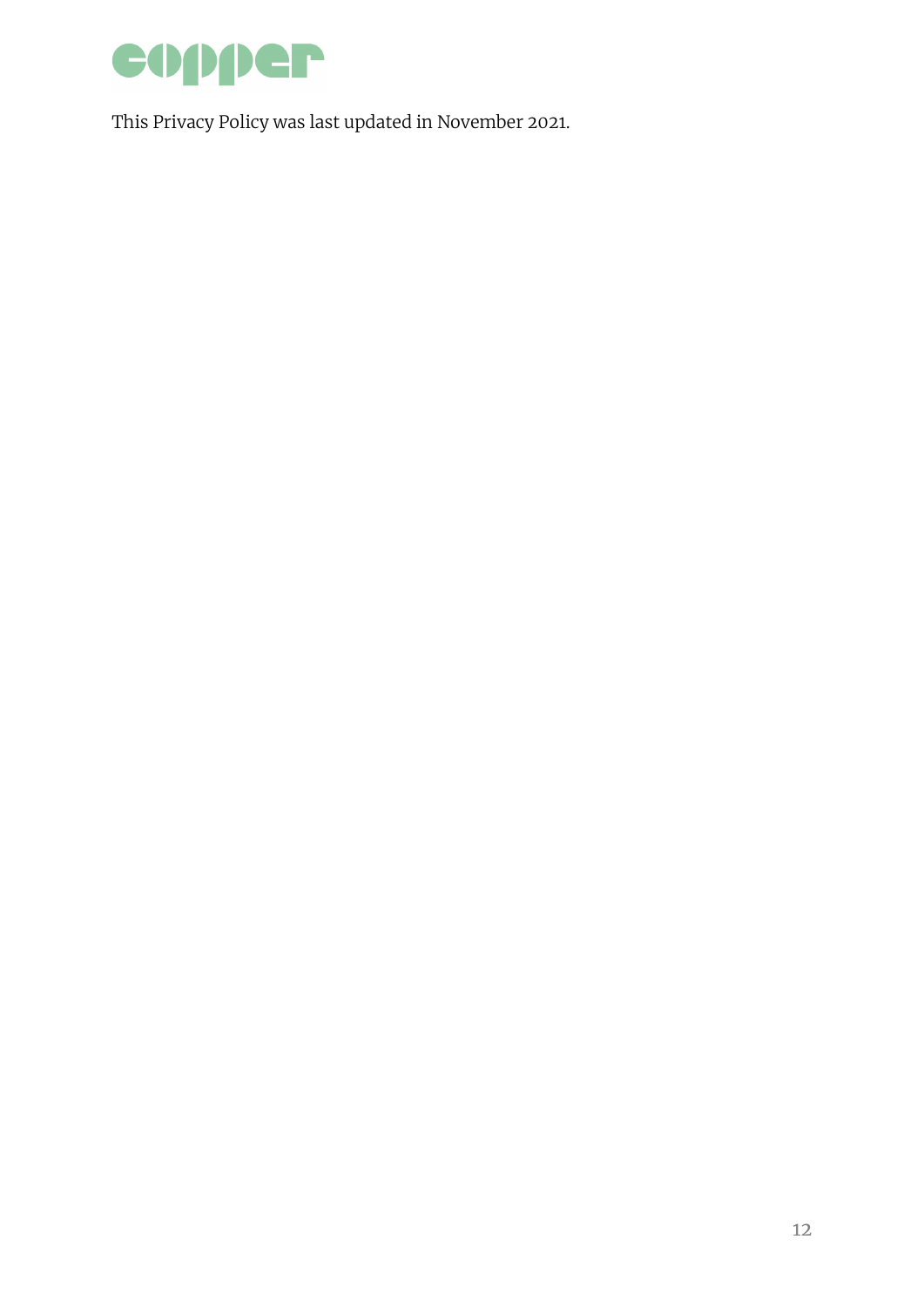This Privacy Policy was last updated in November 2021.